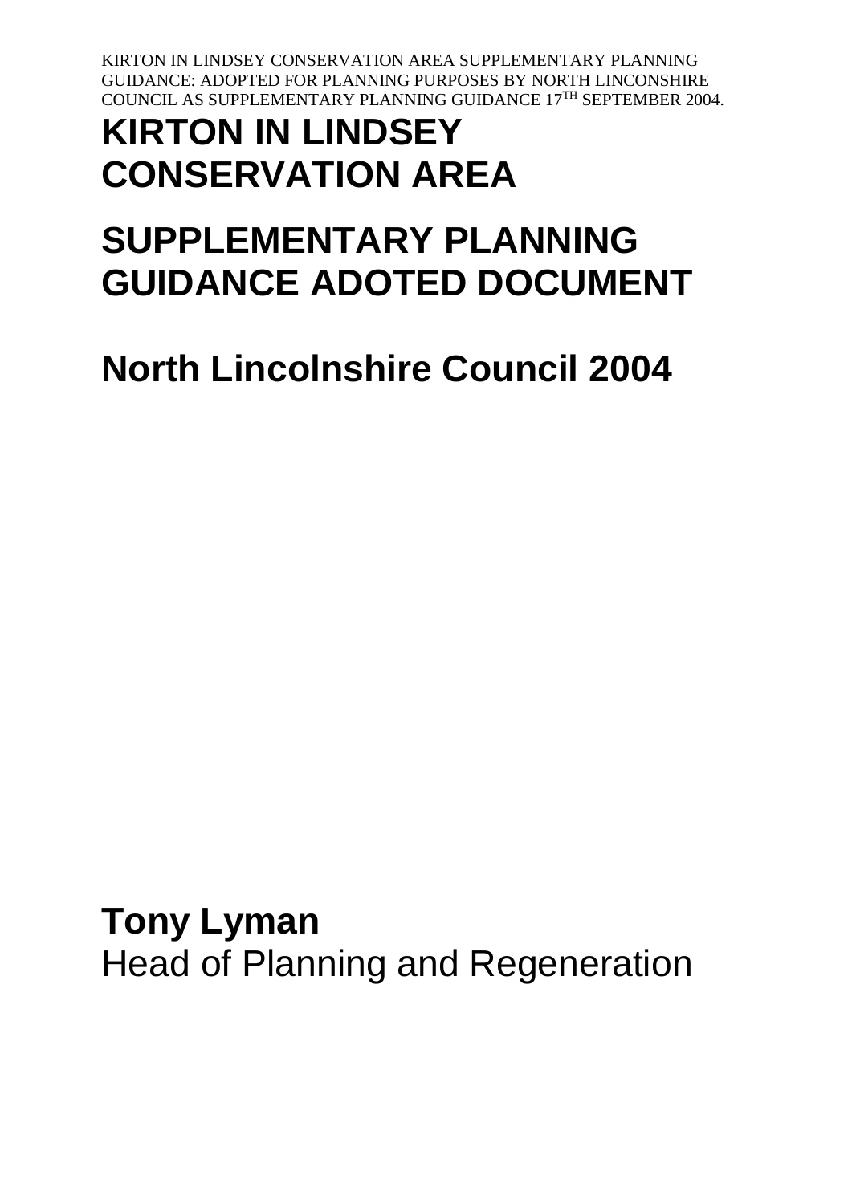KIRTON IN LINDSEY CONSERVATION AREA SUPPLEMENTARY PLANNING GUIDANCE: ADOPTED FOR PLANNING PURPOSES BY NORTH LINCONSHIRE COUNCIL AS SUPPLEMENTARY PLANNING GUIDANCE 17TH SEPTEMBER 2004.

# KIRTON IN LINDSEY CONSERVATION AREA

# SUPPLEMENTARY PLANNING GUIDANCE ADOTED DOCUMENT

# North Lincolnshire Council 2004

**Tony Lyman**
Head of Planning and Regeneration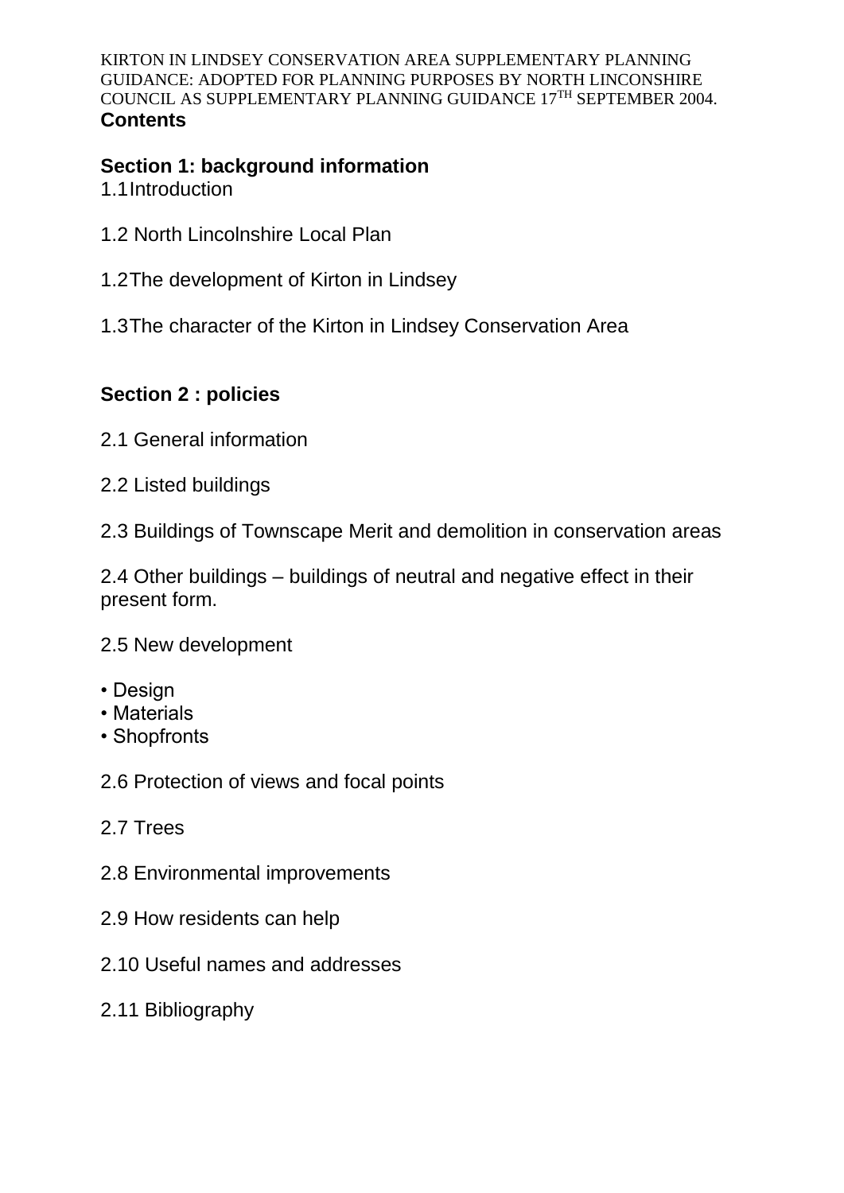KIRTON IN LINDSEY CONSERVATION AREA SUPPLEMENTARY PLANNING GUIDANCE: ADOPTED FOR PLANNING PURPOSES BY NORTH LINCONSHIRE COUNCIL AS SUPPLEMENTARY PLANNING GUIDANCE 17TH SEPTEMBER 2004.

**Contents**

**Section 1: background information**

1.1 Introduction

1.2 North Lincolnshire Local Plan

1.2 The development of Kirton in Lindsey

1.3 The character of the Kirton in Lindsey Conservation Area

**Section 2 : policies**

2.1 General information

2.2 Listed buildings

2.3 Buildings of Townscape Merit and demolition in conservation areas

2.4 Other buildings – buildings of neutral and negative effect in their present form.

2.5 New development

- Design
- Materials
- Shopfronts

2.6 Protection of views and focal points

2.7 Trees

2.8 Environmental improvements

2.9 How residents can help

2.10 Useful names and addresses

2.11 Bibliography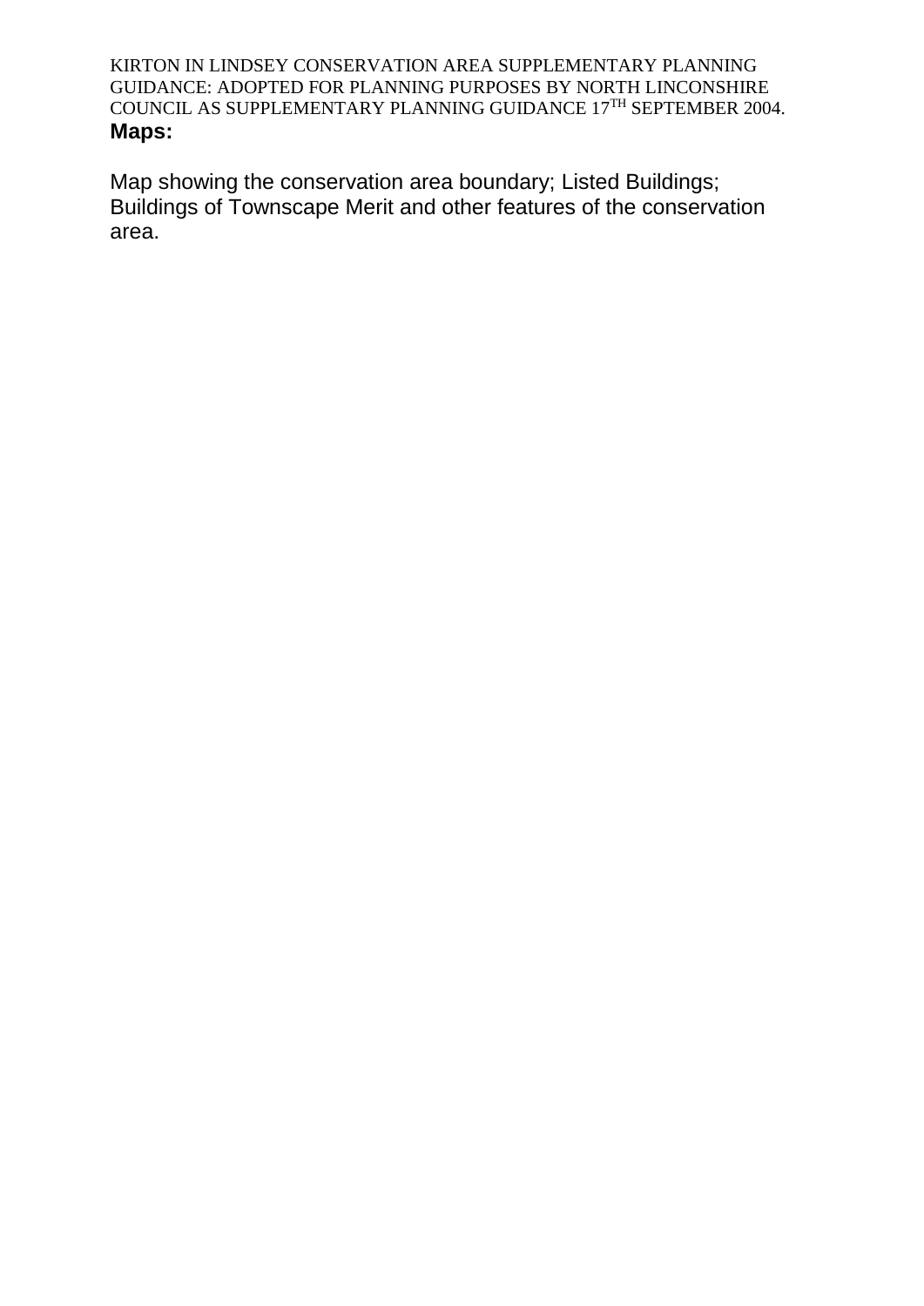**Maps:**

Map showing the conservation area boundary; Listed Buildings; Buildings of Townscape Merit and other features of the conservation area.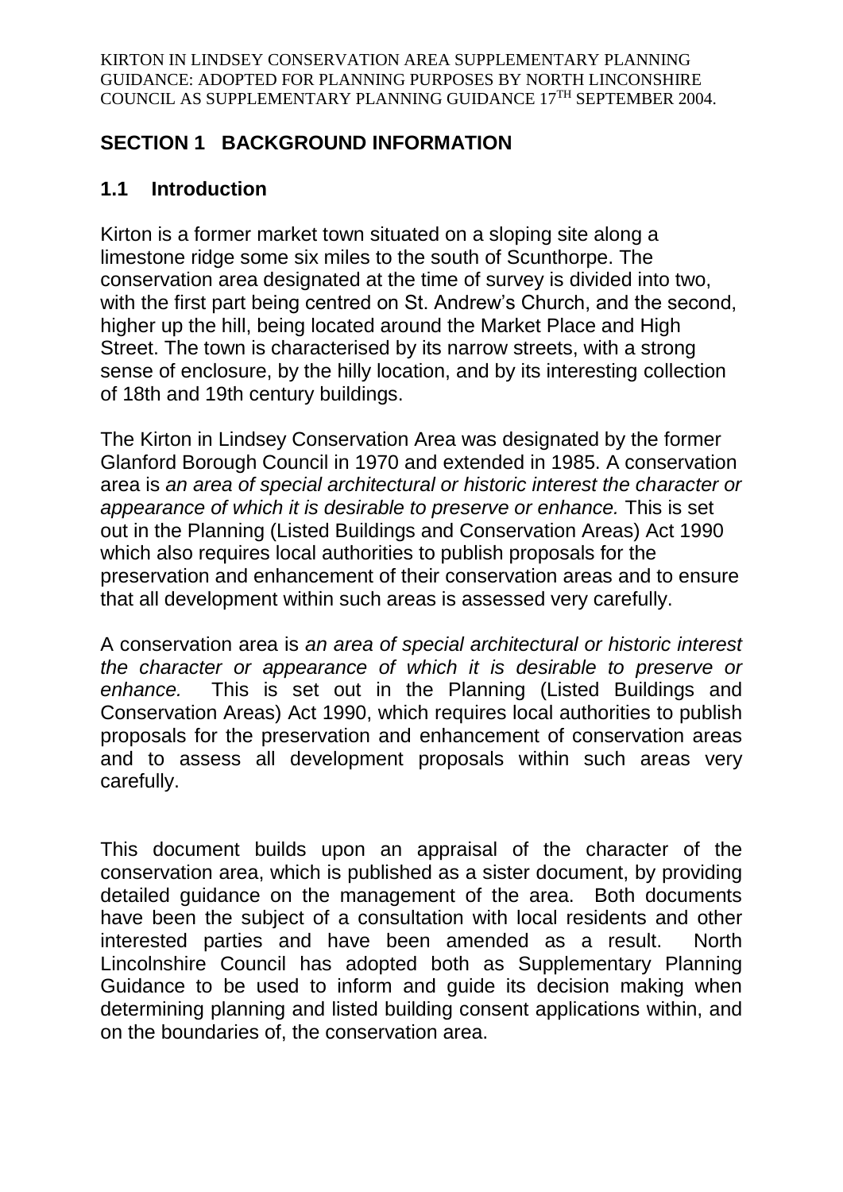## SECTION 1 BACKGROUND INFORMATION

### 1.1 Introduction

Kirton is a former market town situated on a sloping site along a limestone ridge some six miles to the south of Scunthorpe. The conservation area designated at the time of survey is divided into two, with the first part being centred on St. Andrew's Church, and the second, higher up the hill, being located around the Market Place and High Street. The town is characterised by its narrow streets, with a strong sense of enclosure, by the hilly location, and by its interesting collection of 18th and 19th century buildings.

The Kirton in Lindsey Conservation Area was designated by the former Glanford Borough Council in 1970 and extended in 1985. A conservation area is *an area of special architectural or historic interest the character or appearance of which it is desirable to preserve or enhance.* This is set out in the Planning (Listed Buildings and Conservation Areas) Act 1990 which also requires local authorities to publish proposals for the preservation and enhancement of their conservation areas and to ensure that all development within such areas is assessed very carefully.

A conservation area is *an area of special architectural or historic interest the character or appearance of which it is desirable to preserve or enhance.* This is set out in the Planning (Listed Buildings and Conservation Areas) Act 1990, which requires local authorities to publish proposals for the preservation and enhancement of conservation areas and to assess all development proposals within such areas very carefully.

This document builds upon an appraisal of the character of the conservation area, which is published as a sister document, by providing detailed guidance on the management of the area. Both documents have been the subject of a consultation with local residents and other interested parties and have been amended as a result. North Lincolnshire Council has adopted both as Supplementary Planning Guidance to be used to inform and guide its decision making when determining planning and listed building consent applications within, and on the boundaries of, the conservation area.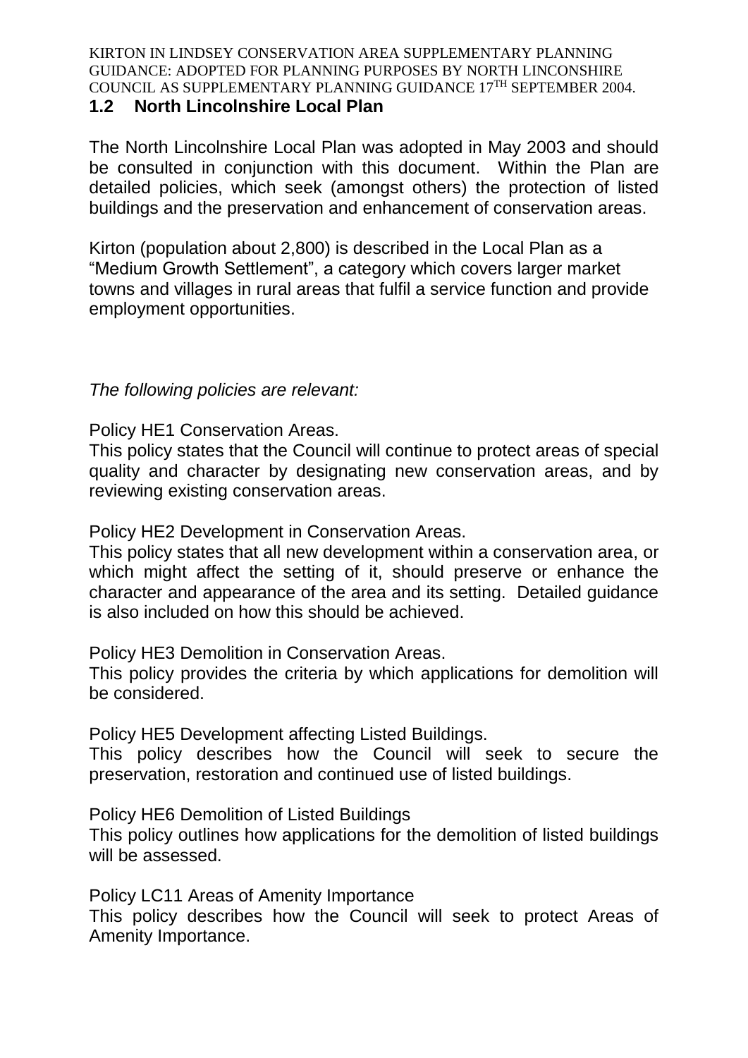## 1.2 North Lincolnshire Local Plan

The North Lincolnshire Local Plan was adopted in May 2003 and should be consulted in conjunction with this document. Within the Plan are detailed policies, which seek (amongst others) the protection of listed buildings and the preservation and enhancement of conservation areas.

Kirton (population about 2,800) is described in the Local Plan as a "Medium Growth Settlement", a category which covers larger market towns and villages in rural areas that fulfil a service function and provide employment opportunities.

*The following policies are relevant:*

Policy HE1 Conservation Areas.
This policy states that the Council will continue to protect areas of special quality and character by designating new conservation areas, and by reviewing existing conservation areas.

Policy HE2 Development in Conservation Areas.
This policy states that all new development within a conservation area, or which might affect the setting of it, should preserve or enhance the character and appearance of the area and its setting. Detailed guidance is also included on how this should be achieved.

Policy HE3 Demolition in Conservation Areas.
This policy provides the criteria by which applications for demolition will be considered.

Policy HE5 Development affecting Listed Buildings.
This policy describes how the Council will seek to secure the preservation, restoration and continued use of listed buildings.

Policy HE6 Demolition of Listed Buildings
This policy outlines how applications for the demolition of listed buildings will be assessed.

Policy LC11 Areas of Amenity Importance
This policy describes how the Council will seek to protect Areas of Amenity Importance.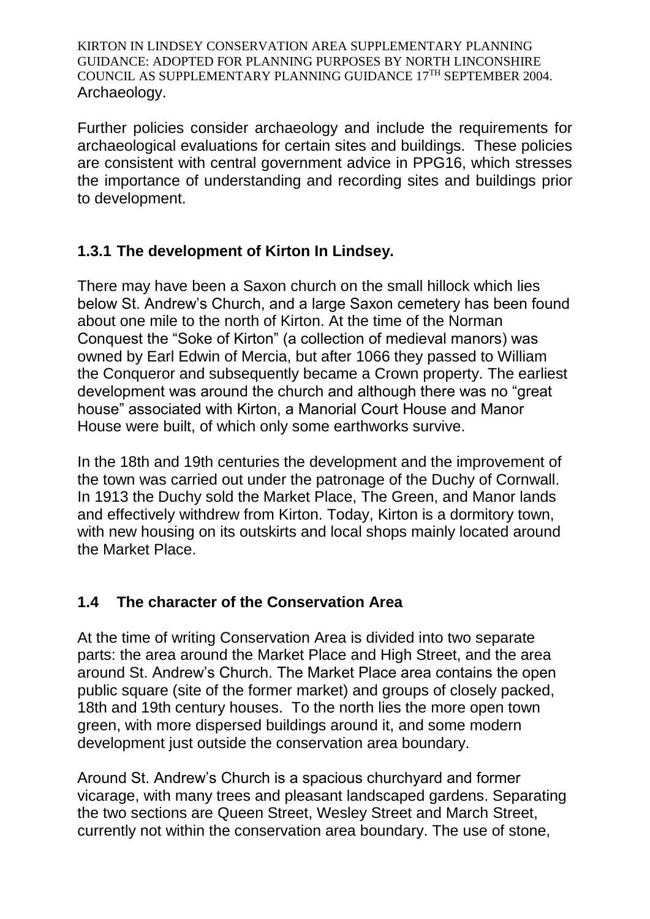Archaeology.

Further policies consider archaeology and include the requirements for archaeological evaluations for certain sites and buildings. These policies are consistent with central government advice in PPG16, which stresses the importance of understanding and recording sites and buildings prior to development.

### 1.3.1 The development of Kirton In Lindsey.

There may have been a Saxon church on the small hillock which lies below St. Andrew's Church, and a large Saxon cemetery has been found about one mile to the north of Kirton. At the time of the Norman Conquest the "Soke of Kirton" (a collection of medieval manors) was owned by Earl Edwin of Mercia, but after 1066 they passed to William the Conqueror and subsequently became a Crown property. The earliest development was around the church and although there was no "great house" associated with Kirton, a Manorial Court House and Manor House were built, of which only some earthworks survive.

In the 18th and 19th centuries the development and the improvement of the town was carried out under the patronage of the Duchy of Cornwall. In 1913 the Duchy sold the Market Place, The Green, and Manor lands and effectively withdrew from Kirton. Today, Kirton is a dormitory town, with new housing on its outskirts and local shops mainly located around the Market Place.

### 1.4 The character of the Conservation Area

At the time of writing Conservation Area is divided into two separate parts: the area around the Market Place and High Street, and the area around St. Andrew's Church. The Market Place area contains the open public square (site of the former market) and groups of closely packed, 18th and 19th century houses. To the north lies the more open town green, with more dispersed buildings around it, and some modern development just outside the conservation area boundary.

Around St. Andrew's Church is a spacious churchyard and former vicarage, with many trees and pleasant landscaped gardens. Separating the two sections are Queen Street, Wesley Street and March Street, currently not within the conservation area boundary. The use of stone,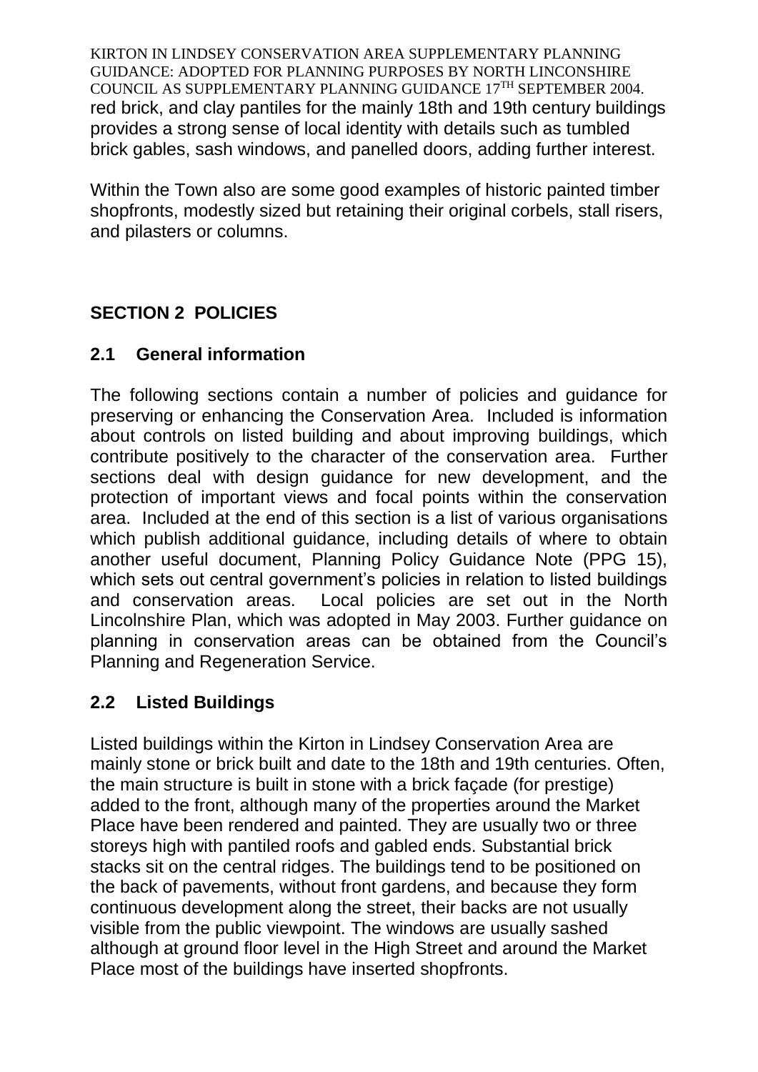red brick, and clay pantiles for the mainly 18th and 19th century buildings provides a strong sense of local identity with details such as tumbled brick gables, sash windows, and panelled doors, adding further interest.

Within the Town also are some good examples of historic painted timber shopfronts, modestly sized but retaining their original corbels, stall risers, and pilasters or columns.

## SECTION 2 POLICIES

### 2.1 General information

The following sections contain a number of policies and guidance for preserving or enhancing the Conservation Area. Included is information about controls on listed building and about improving buildings, which contribute positively to the character of the conservation area. Further sections deal with design guidance for new development, and the protection of important views and focal points within the conservation area. Included at the end of this section is a list of various organisations which publish additional guidance, including details of where to obtain another useful document, Planning Policy Guidance Note (PPG 15), which sets out central government's policies in relation to listed buildings and conservation areas. Local policies are set out in the North Lincolnshire Plan, which was adopted in May 2003. Further guidance on planning in conservation areas can be obtained from the Council's Planning and Regeneration Service.

### 2.2 Listed Buildings

Listed buildings within the Kirton in Lindsey Conservation Area are mainly stone or brick built and date to the 18th and 19th centuries. Often, the main structure is built in stone with a brick façade (for prestige) added to the front, although many of the properties around the Market Place have been rendered and painted. They are usually two or three storeys high with pantiled roofs and gabled ends. Substantial brick stacks sit on the central ridges. The buildings tend to be positioned on the back of pavements, without front gardens, and because they form continuous development along the street, their backs are not usually visible from the public viewpoint. The windows are usually sashed although at ground floor level in the High Street and around the Market Place most of the buildings have inserted shopfronts.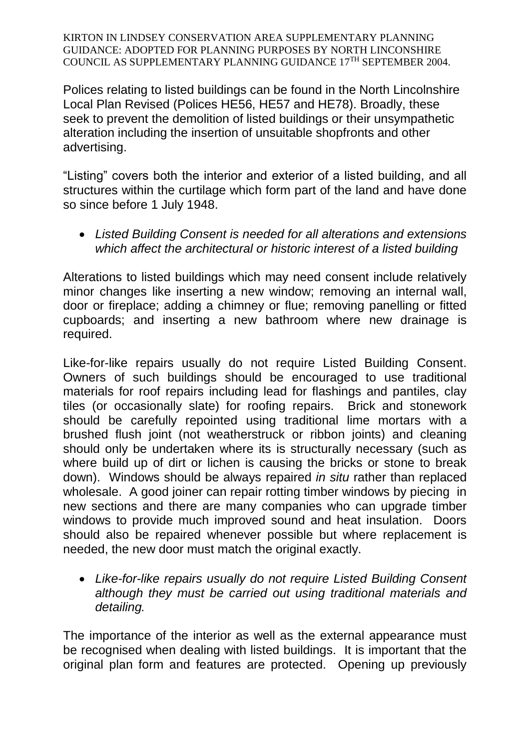Polices relating to listed buildings can be found in the North Lincolnshire Local Plan Revised (Polices HE56, HE57 and HE78). Broadly, these seek to prevent the demolition of listed buildings or their unsympathetic alteration including the insertion of unsuitable shopfronts and other advertising.

"Listing" covers both the interior and exterior of a listed building, and all structures within the curtilage which form part of the land and have done so since before 1 July 1948.

- *Listed Building Consent is needed for all alterations and extensions which affect the architectural or historic interest of a listed building*

Alterations to listed buildings which may need consent include relatively minor changes like inserting a new window; removing an internal wall, door or fireplace; adding a chimney or flue; removing panelling or fitted cupboards; and inserting a new bathroom where new drainage is required.

Like-for-like repairs usually do not require Listed Building Consent. Owners of such buildings should be encouraged to use traditional materials for roof repairs including lead for flashings and pantiles, clay tiles (or occasionally slate) for roofing repairs. Brick and stonework should be carefully repointed using traditional lime mortars with a brushed flush joint (not weatherstruck or ribbon joints) and cleaning should only be undertaken where its is structurally necessary (such as where build up of dirt or lichen is causing the bricks or stone to break down). Windows should be always repaired *in situ* rather than replaced wholesale. A good joiner can repair rotting timber windows by piecing in new sections and there are many companies who can upgrade timber windows to provide much improved sound and heat insulation. Doors should also be repaired whenever possible but where replacement is needed, the new door must match the original exactly.

- *Like-for-like repairs usually do not require Listed Building Consent although they must be carried out using traditional materials and detailing.*

The importance of the interior as well as the external appearance must be recognised when dealing with listed buildings. It is important that the original plan form and features are protected. Opening up previously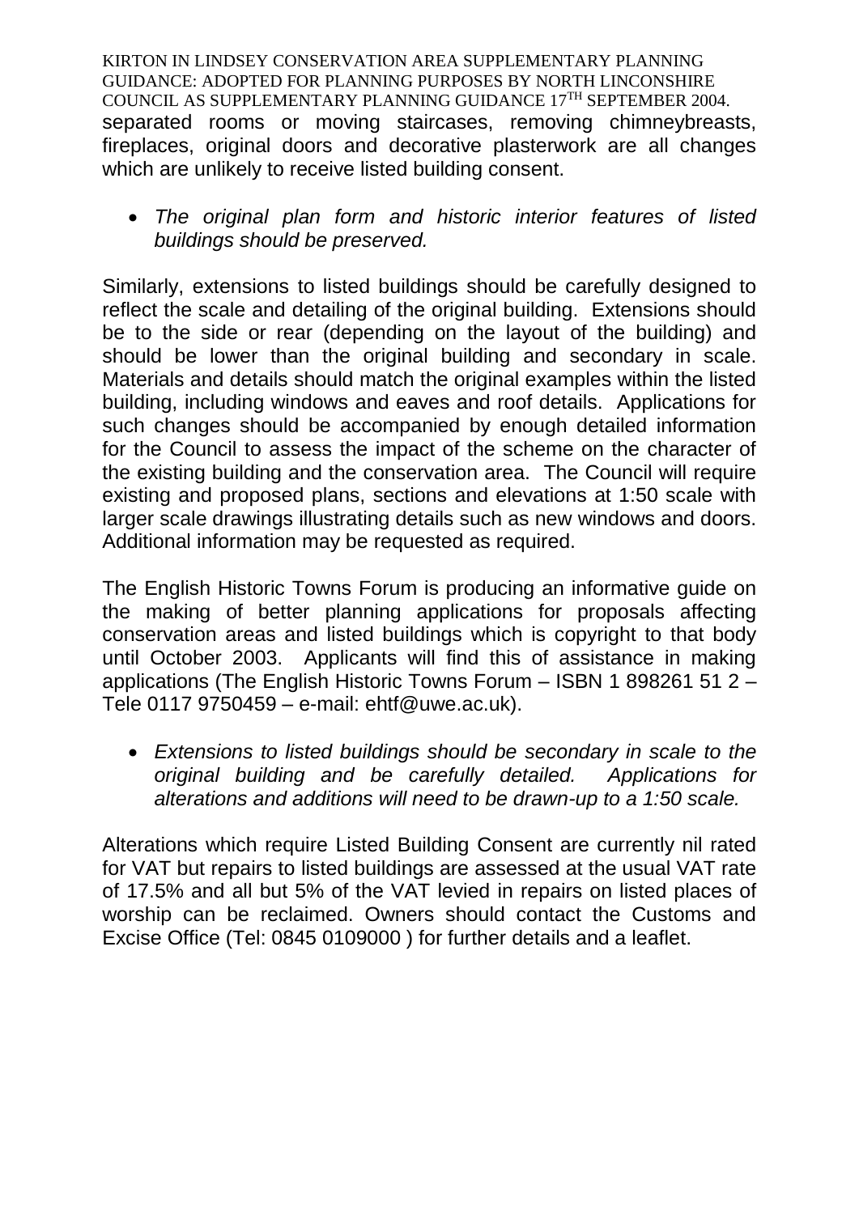separated rooms or moving staircases, removing chimneybreasts, fireplaces, original doors and decorative plasterwork are all changes which are unlikely to receive listed building consent.

- *The original plan form and historic interior features of listed buildings should be preserved.*

Similarly, extensions to listed buildings should be carefully designed to reflect the scale and detailing of the original building. Extensions should be to the side or rear (depending on the layout of the building) and should be lower than the original building and secondary in scale. Materials and details should match the original examples within the listed building, including windows and eaves and roof details. Applications for such changes should be accompanied by enough detailed information for the Council to assess the impact of the scheme on the character of the existing building and the conservation area. The Council will require existing and proposed plans, sections and elevations at 1:50 scale with larger scale drawings illustrating details such as new windows and doors. Additional information may be requested as required.

The English Historic Towns Forum is producing an informative guide on the making of better planning applications for proposals affecting conservation areas and listed buildings which is copyright to that body until October 2003. Applicants will find this of assistance in making applications (The English Historic Towns Forum – ISBN 1 898261 51 2 – Tele 0117 9750459 – e-mail: ehtf@uwe.ac.uk).

- *Extensions to listed buildings should be secondary in scale to the original building and be carefully detailed. Applications for alterations and additions will need to be drawn-up to a 1:50 scale.*

Alterations which require Listed Building Consent are currently nil rated for VAT but repairs to listed buildings are assessed at the usual VAT rate of 17.5% and all but 5% of the VAT levied in repairs on listed places of worship can be reclaimed. Owners should contact the Customs and Excise Office (Tel: 0845 0109000 ) for further details and a leaflet.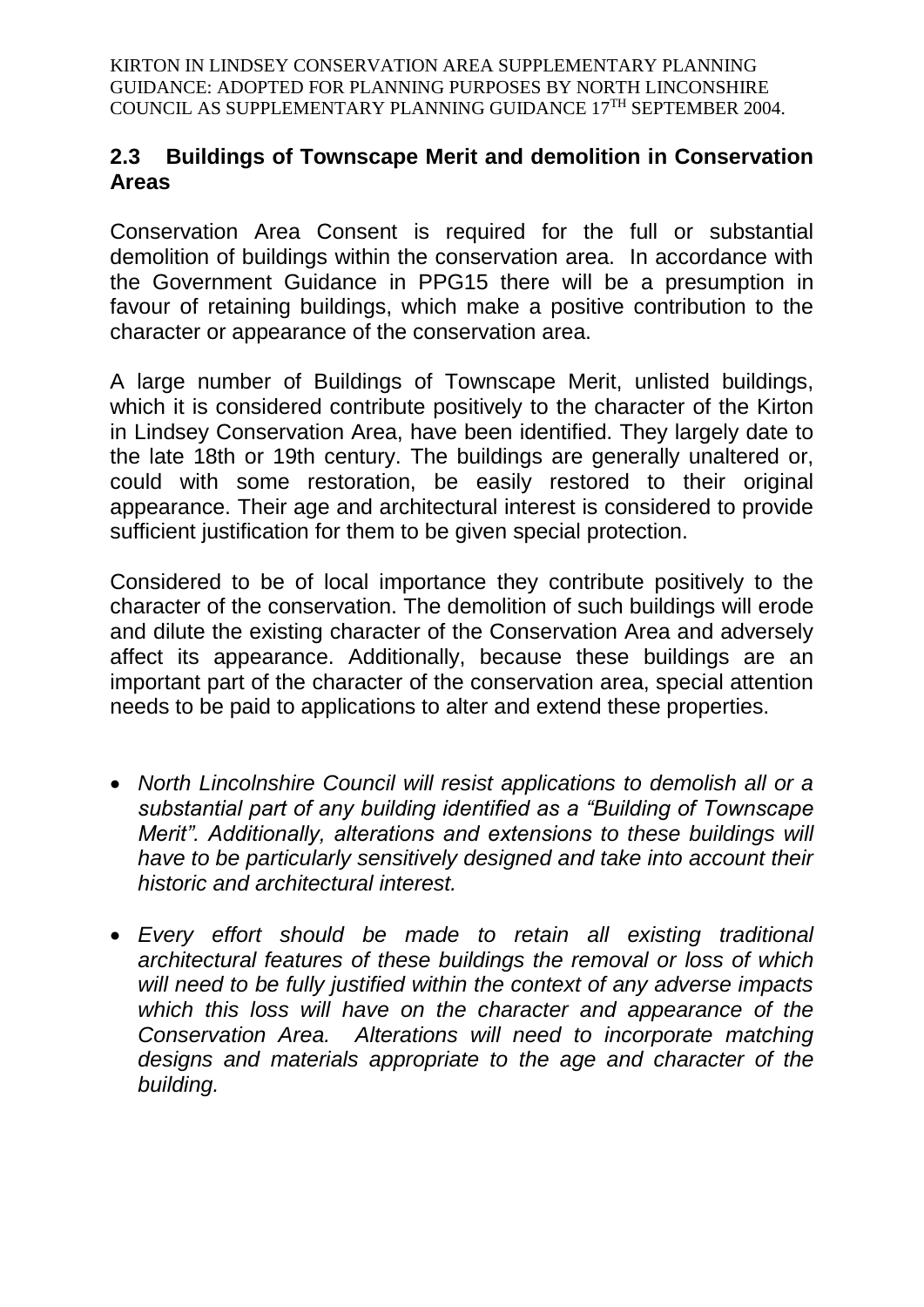## 2.3 Buildings of Townscape Merit and demolition in Conservation Areas

Conservation Area Consent is required for the full or substantial demolition of buildings within the conservation area. In accordance with the Government Guidance in PPG15 there will be a presumption in favour of retaining buildings, which make a positive contribution to the character or appearance of the conservation area.

A large number of Buildings of Townscape Merit, unlisted buildings, which it is considered contribute positively to the character of the Kirton in Lindsey Conservation Area, have been identified. They largely date to the late 18th or 19th century. The buildings are generally unaltered or, could with some restoration, be easily restored to their original appearance. Their age and architectural interest is considered to provide sufficient justification for them to be given special protection.

Considered to be of local importance they contribute positively to the character of the conservation. The demolition of such buildings will erode and dilute the existing character of the Conservation Area and adversely affect its appearance. Additionally, because these buildings are an important part of the character of the conservation area, special attention needs to be paid to applications to alter and extend these properties.

- *North Lincolnshire Council will resist applications to demolish all or a substantial part of any building identified as a "Building of Townscape Merit". Additionally, alterations and extensions to these buildings will have to be particularly sensitively designed and take into account their historic and architectural interest.*
- *Every effort should be made to retain all existing traditional architectural features of these buildings the removal or loss of which will need to be fully justified within the context of any adverse impacts which this loss will have on the character and appearance of the Conservation Area. Alterations will need to incorporate matching designs and materials appropriate to the age and character of the building.*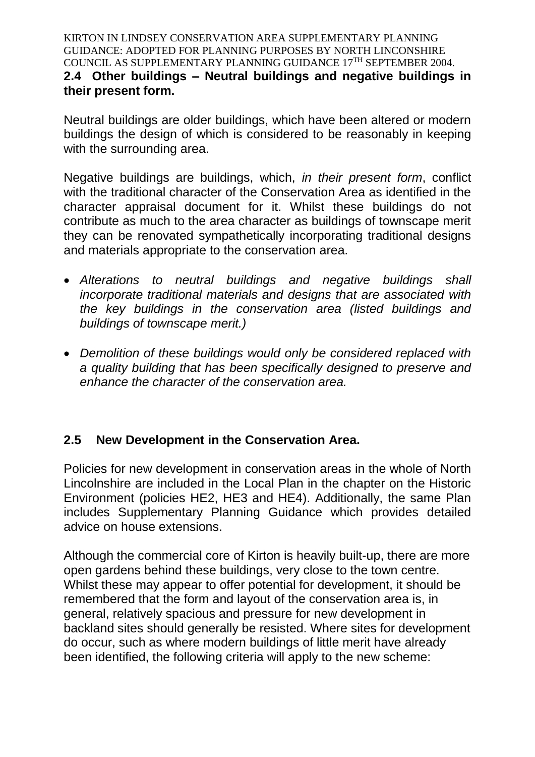## 2.4 Other buildings – Neutral buildings and negative buildings in their present form.

Neutral buildings are older buildings, which have been altered or modern buildings the design of which is considered to be reasonably in keeping with the surrounding area.

Negative buildings are buildings, which, *in their present form*, conflict with the traditional character of the Conservation Area as identified in the character appraisal document for it. Whilst these buildings do not contribute as much to the area character as buildings of townscape merit they can be renovated sympathetically incorporating traditional designs and materials appropriate to the conservation area.

- *Alterations to neutral buildings and negative buildings shall incorporate traditional materials and designs that are associated with the key buildings in the conservation area (listed buildings and buildings of townscape merit.)*
- *Demolition of these buildings would only be considered replaced with a quality building that has been specifically designed to preserve and enhance the character of the conservation area.*

## 2.5 New Development in the Conservation Area.

Policies for new development in conservation areas in the whole of North Lincolnshire are included in the Local Plan in the chapter on the Historic Environment (policies HE2, HE3 and HE4). Additionally, the same Plan includes Supplementary Planning Guidance which provides detailed advice on house extensions.

Although the commercial core of Kirton is heavily built-up, there are more open gardens behind these buildings, very close to the town centre. Whilst these may appear to offer potential for development, it should be remembered that the form and layout of the conservation area is, in general, relatively spacious and pressure for new development in backland sites should generally be resisted. Where sites for development do occur, such as where modern buildings of little merit have already been identified, the following criteria will apply to the new scheme: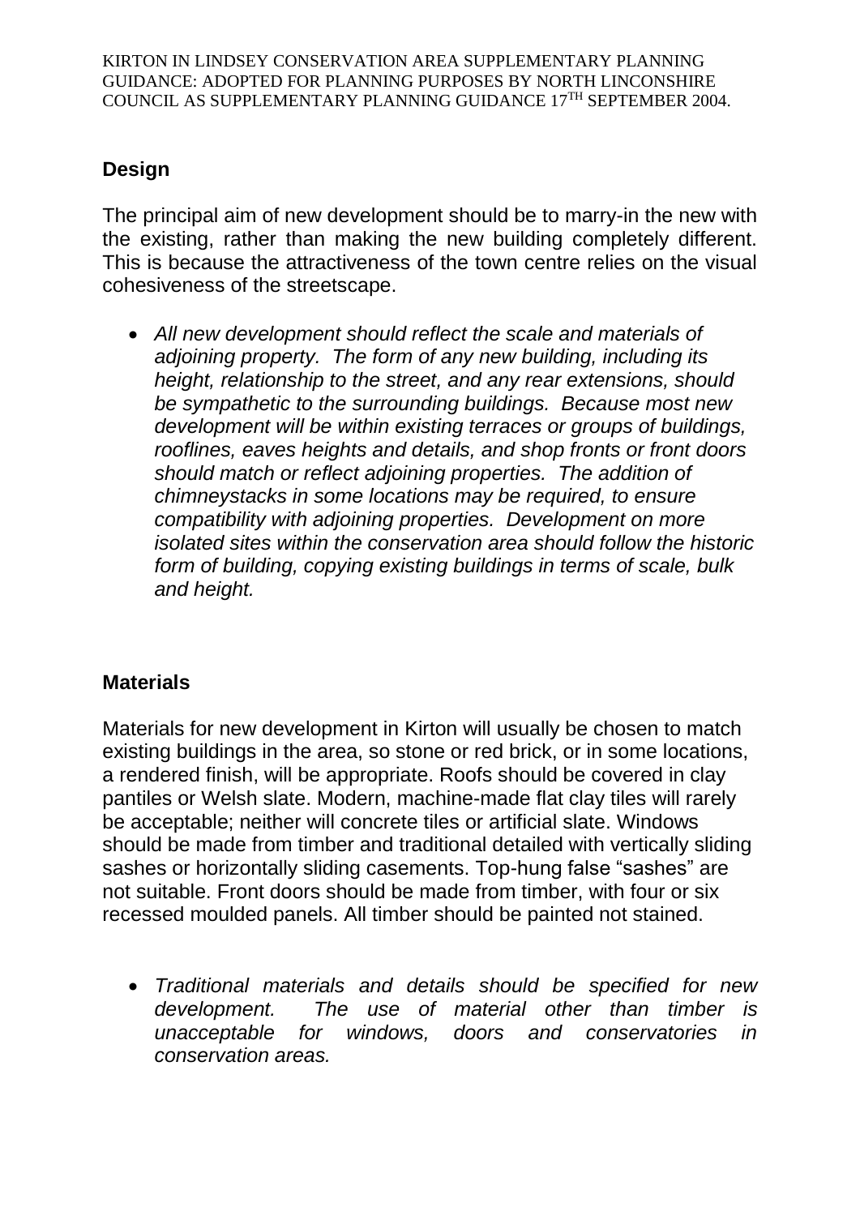## Design

The principal aim of new development should be to marry-in the new with the existing, rather than making the new building completely different. This is because the attractiveness of the town centre relies on the visual cohesiveness of the streetscape.

- *All new development should reflect the scale and materials of adjoining property. The form of any new building, including its height, relationship to the street, and any rear extensions, should be sympathetic to the surrounding buildings. Because most new development will be within existing terraces or groups of buildings, rooflines, eaves heights and details, and shop fronts or front doors should match or reflect adjoining properties. The addition of chimneystacks in some locations may be required, to ensure compatibility with adjoining properties. Development on more isolated sites within the conservation area should follow the historic form of building, copying existing buildings in terms of scale, bulk and height.*

## Materials

Materials for new development in Kirton will usually be chosen to match existing buildings in the area, so stone or red brick, or in some locations, a rendered finish, will be appropriate. Roofs should be covered in clay pantiles or Welsh slate. Modern, machine-made flat clay tiles will rarely be acceptable; neither will concrete tiles or artificial slate. Windows should be made from timber and traditional detailed with vertically sliding sashes or horizontally sliding casements. Top-hung false "sashes" are not suitable. Front doors should be made from timber, with four or six recessed moulded panels. All timber should be painted not stained.

- *Traditional materials and details should be specified for new development. The use of material other than timber is unacceptable for windows, doors and conservatories in conservation areas.*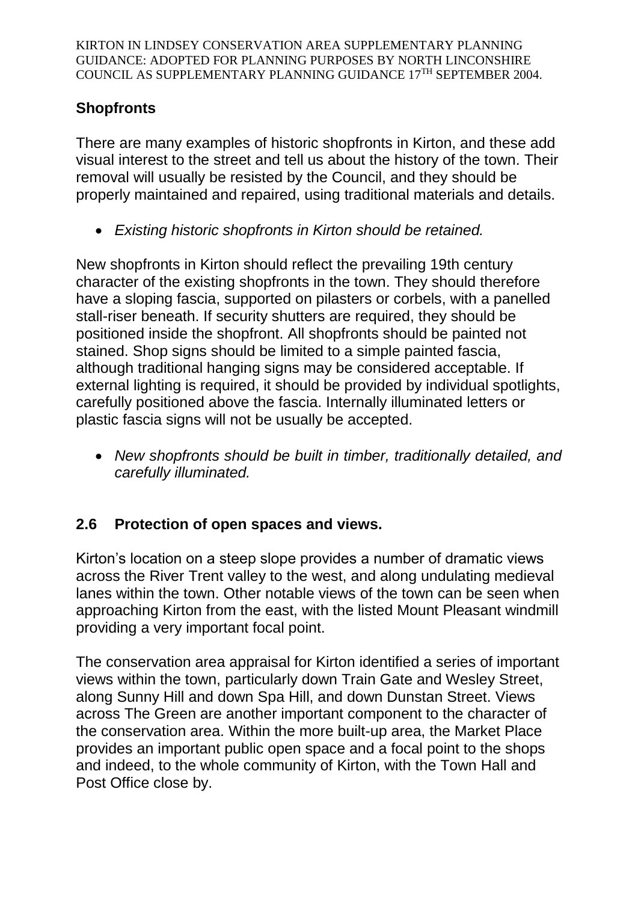## Shopfronts

There are many examples of historic shopfronts in Kirton, and these add visual interest to the street and tell us about the history of the town. Their removal will usually be resisted by the Council, and they should be properly maintained and repaired, using traditional materials and details.

- *Existing historic shopfronts in Kirton should be retained.*

New shopfronts in Kirton should reflect the prevailing 19th century character of the existing shopfronts in the town. They should therefore have a sloping fascia, supported on pilasters or corbels, with a panelled stall-riser beneath. If security shutters are required, they should be positioned inside the shopfront. All shopfronts should be painted not stained. Shop signs should be limited to a simple painted fascia, although traditional hanging signs may be considered acceptable. If external lighting is required, it should be provided by individual spotlights, carefully positioned above the fascia. Internally illuminated letters or plastic fascia signs will not be usually be accepted.

- *New shopfronts should be built in timber, traditionally detailed, and carefully illuminated.*

## 2.6 Protection of open spaces and views.

Kirton's location on a steep slope provides a number of dramatic views across the River Trent valley to the west, and along undulating medieval lanes within the town. Other notable views of the town can be seen when approaching Kirton from the east, with the listed Mount Pleasant windmill providing a very important focal point.

The conservation area appraisal for Kirton identified a series of important views within the town, particularly down Train Gate and Wesley Street, along Sunny Hill and down Spa Hill, and down Dunstan Street. Views across The Green are another important component to the character of the conservation area. Within the more built-up area, the Market Place provides an important public open space and a focal point to the shops and indeed, to the whole community of Kirton, with the Town Hall and Post Office close by.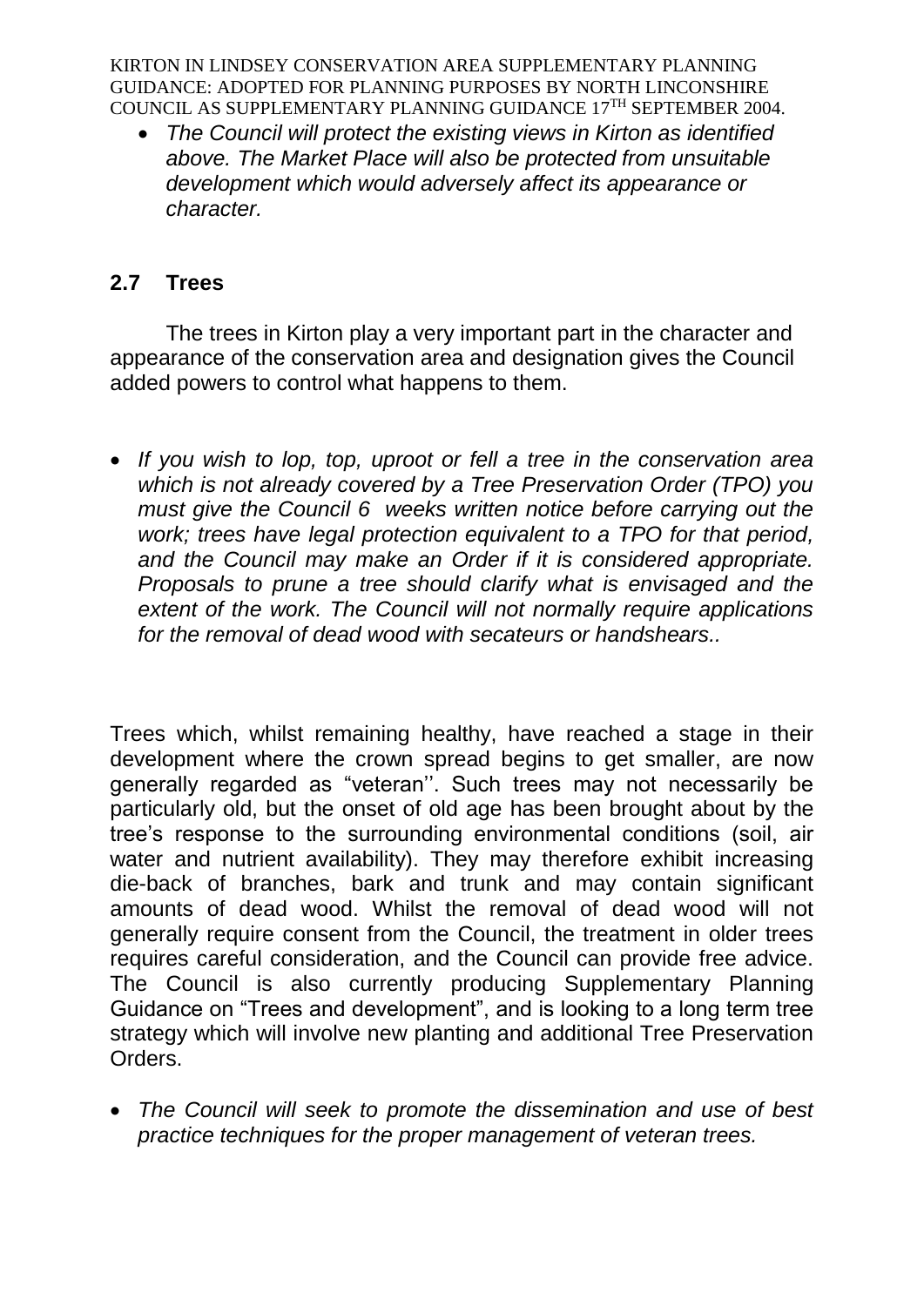- *The Council will protect the existing views in Kirton as identified above. The Market Place will also be protected from unsuitable development which would adversely affect its appearance or character.*

## 2.7 Trees

The trees in Kirton play a very important part in the character and appearance of the conservation area and designation gives the Council added powers to control what happens to them.

- *If you wish to lop, top, uproot or fell a tree in the conservation area which is not already covered by a Tree Preservation Order (TPO) you must give the Council 6 weeks written notice before carrying out the work; trees have legal protection equivalent to a TPO for that period, and the Council may make an Order if it is considered appropriate. Proposals to prune a tree should clarify what is envisaged and the extent of the work. The Council will not normally require applications for the removal of dead wood with secateurs or handshears..*

Trees which, whilst remaining healthy, have reached a stage in their development where the crown spread begins to get smaller, are now generally regarded as "veteran''. Such trees may not necessarily be particularly old, but the onset of old age has been brought about by the tree's response to the surrounding environmental conditions (soil, air water and nutrient availability). They may therefore exhibit increasing die-back of branches, bark and trunk and may contain significant amounts of dead wood. Whilst the removal of dead wood will not generally require consent from the Council, the treatment in older trees requires careful consideration, and the Council can provide free advice. The Council is also currently producing Supplementary Planning Guidance on "Trees and development", and is looking to a long term tree strategy which will involve new planting and additional Tree Preservation Orders.

- *The Council will seek to promote the dissemination and use of best practice techniques for the proper management of veteran trees.*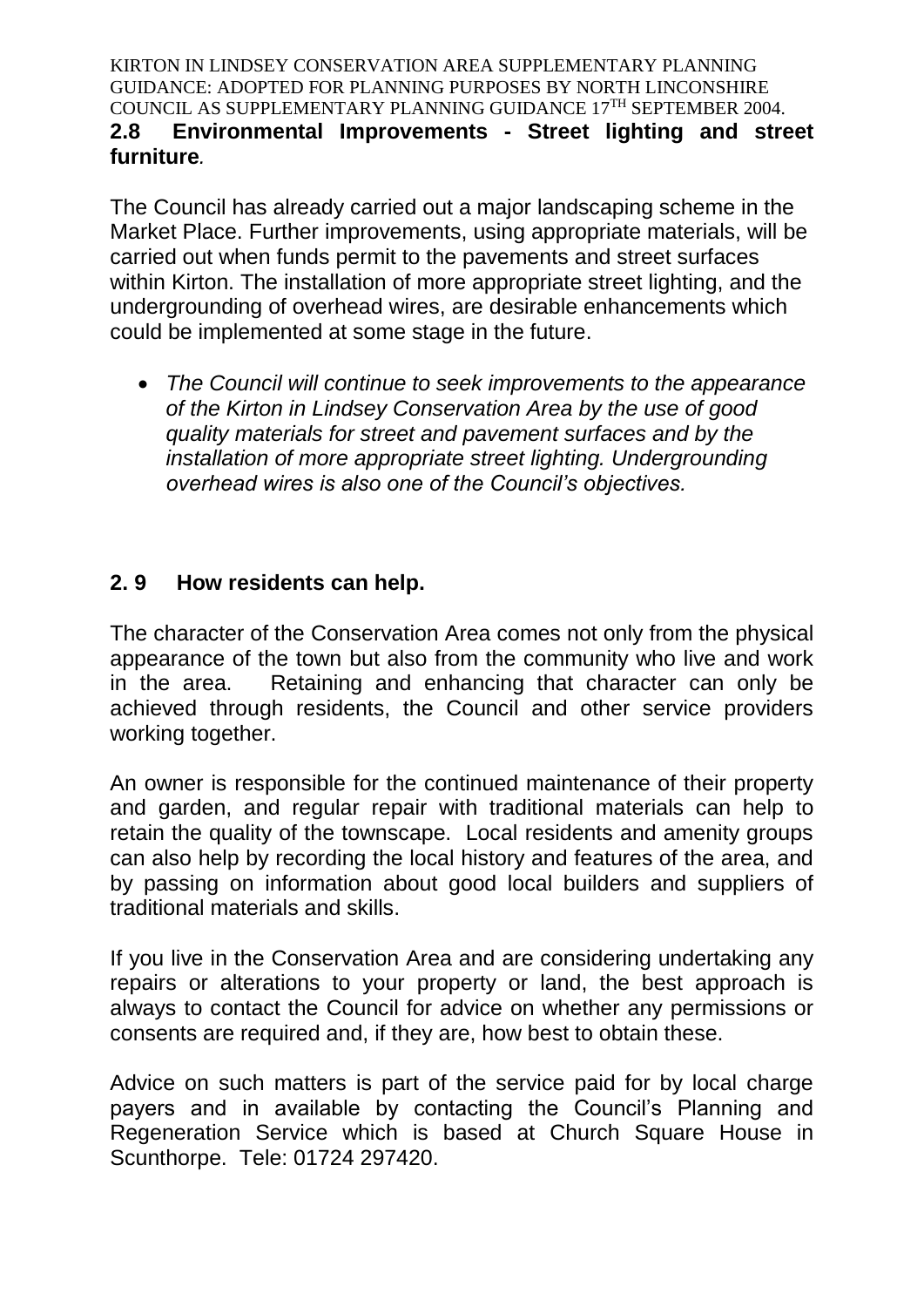## 2.8 Environmental Improvements - Street lighting and street furniture.

The Council has already carried out a major landscaping scheme in the Market Place. Further improvements, using appropriate materials, will be carried out when funds permit to the pavements and street surfaces within Kirton. The installation of more appropriate street lighting, and the undergrounding of overhead wires, are desirable enhancements which could be implemented at some stage in the future.

- *The Council will continue to seek improvements to the appearance of the Kirton in Lindsey Conservation Area by the use of good quality materials for street and pavement surfaces and by the installation of more appropriate street lighting. Undergrounding overhead wires is also one of the Council's objectives.*

## 2. 9 How residents can help.

The character of the Conservation Area comes not only from the physical appearance of the town but also from the community who live and work in the area. Retaining and enhancing that character can only be achieved through residents, the Council and other service providers working together.

An owner is responsible for the continued maintenance of their property and garden, and regular repair with traditional materials can help to retain the quality of the townscape. Local residents and amenity groups can also help by recording the local history and features of the area, and by passing on information about good local builders and suppliers of traditional materials and skills.

If you live in the Conservation Area and are considering undertaking any repairs or alterations to your property or land, the best approach is always to contact the Council for advice on whether any permissions or consents are required and, if they are, how best to obtain these.

Advice on such matters is part of the service paid for by local charge payers and in available by contacting the Council's Planning and Regeneration Service which is based at Church Square House in Scunthorpe. Tele: 01724 297420.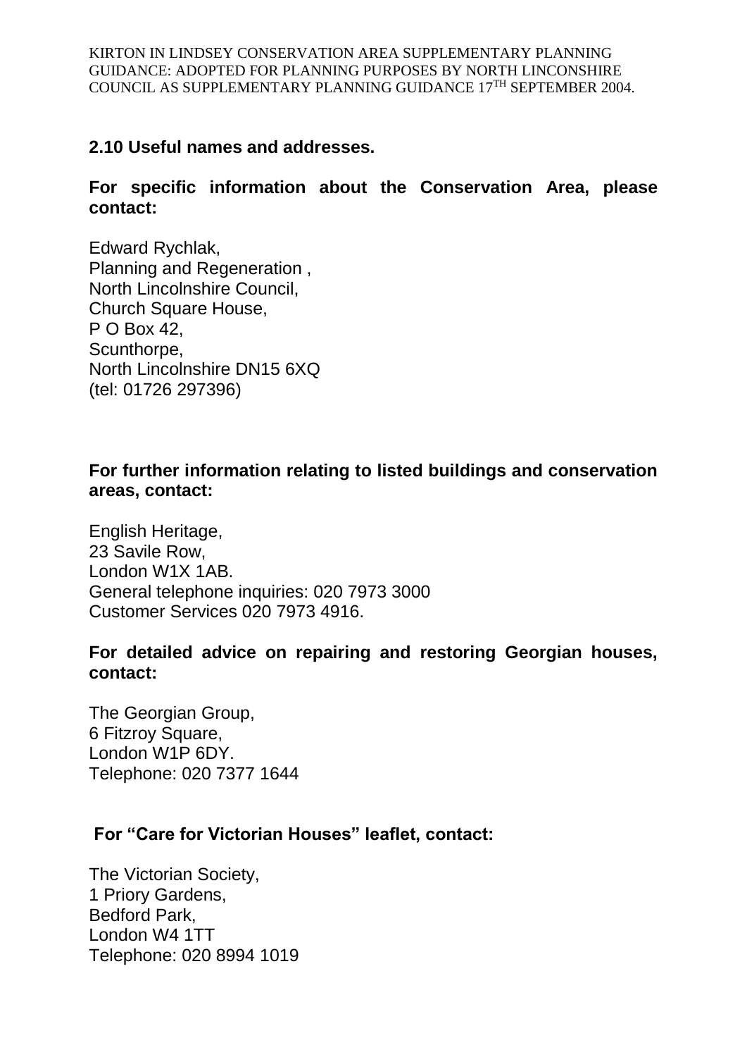## 2.10 Useful names and addresses.

**For specific information about the Conservation Area, please contact:**

Edward Rychlak,
Planning and Regeneration ,
North Lincolnshire Council,
Church Square House,
P O Box 42,
Scunthorpe,
North Lincolnshire DN15 6XQ
(tel: 01726 297396)

**For further information relating to listed buildings and conservation areas, contact:**

English Heritage,
23 Savile Row,
London W1X 1AB.
General telephone inquiries: 020 7973 3000
Customer Services 020 7973 4916.

**For detailed advice on repairing and restoring Georgian houses, contact:**

The Georgian Group,
6 Fitzroy Square,
London W1P 6DY.
Telephone: 020 7377 1644

**For "Care for Victorian Houses" leaflet, contact:**

The Victorian Society,
1 Priory Gardens,
Bedford Park,
London W4 1TT
Telephone: 020 8994 1019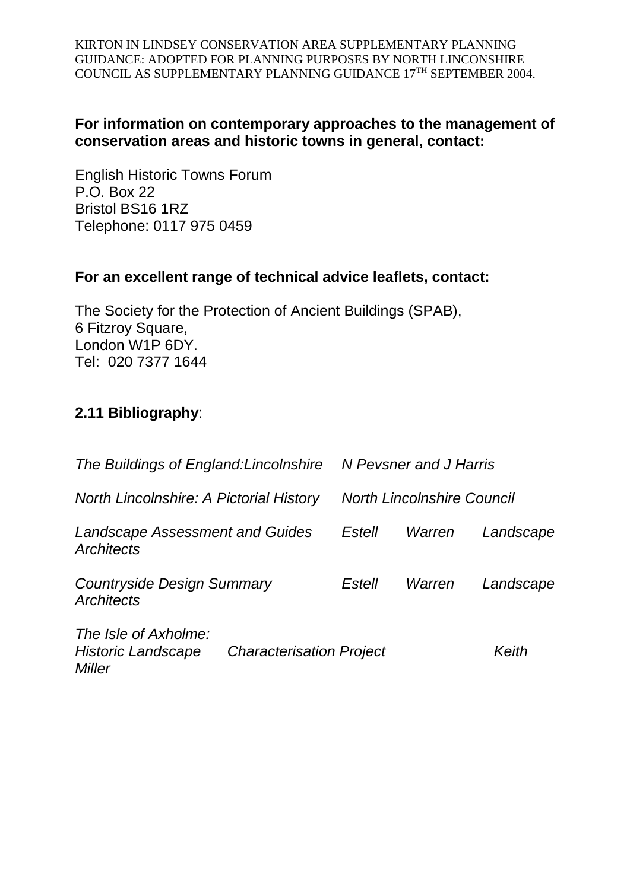**For information on contemporary approaches to the management of conservation areas and historic towns in general, contact:**

English Historic Towns Forum
P.O. Box 22
Bristol BS16 1RZ
Telephone: 0117 975 0459

**For an excellent range of technical advice leaflets, contact:**

The Society for the Protection of Ancient Buildings (SPAB),
6 Fitzroy Square,
London W1P 6DY.
Tel: 020 7377 1644

**2.11 Bibliography**:

| | |
|---|---|
| *The Buildings of England:Lincolnshire* | *N Pevsner and J Harris* |
| *North Lincolnshire: A Pictorial History* | *North Lincolnshire Council* |
| *Landscape Assessment and Guides* | *Estell Warren Landscape Architects* |
| *Countryside Design Summary* | *Estell Warren Landscape Architects* |
| *The Isle of Axholme: Historic Landscape Characterisation Project* | *Keith Miller* |